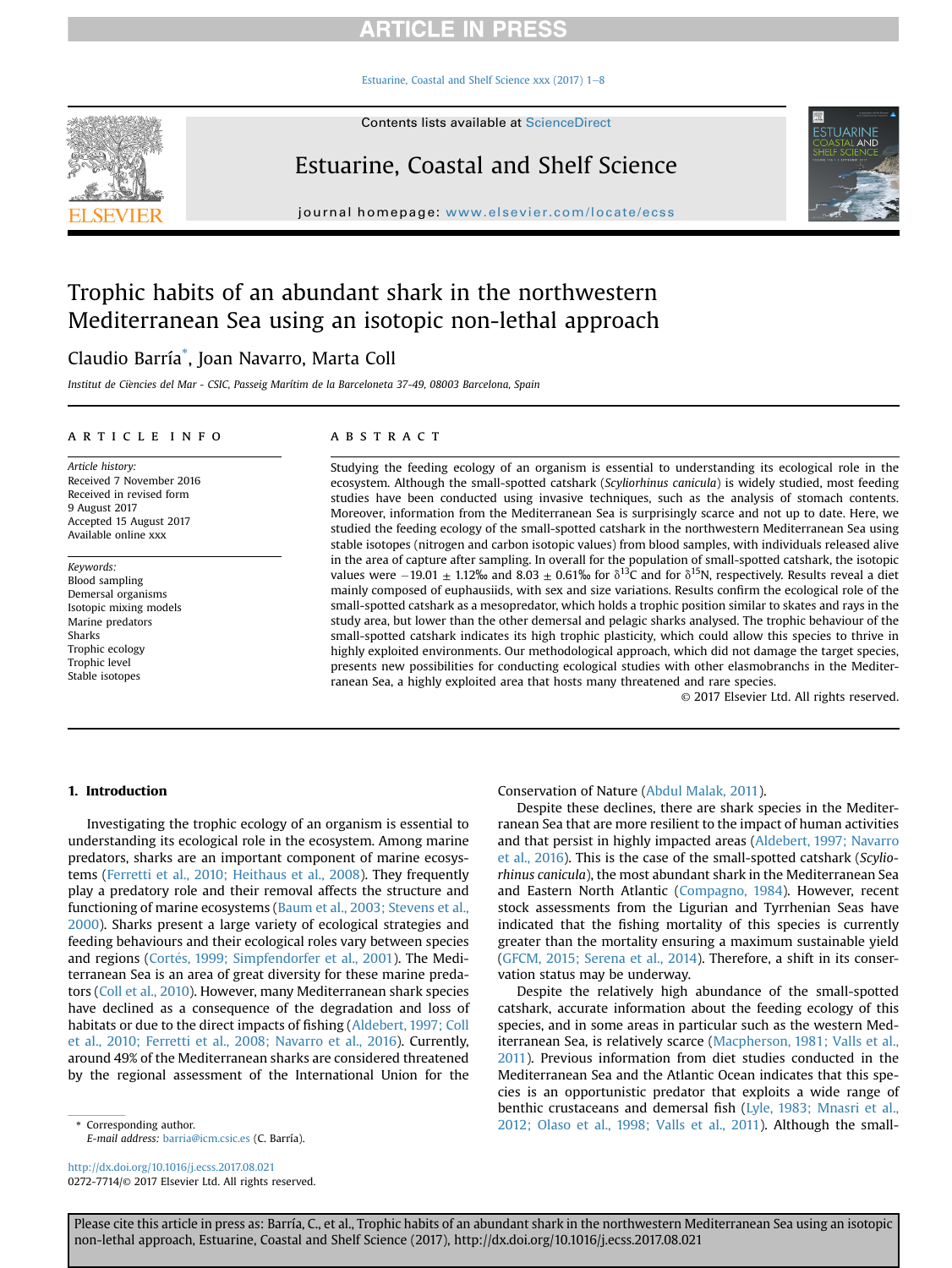# Trophic habits of an abundant shark in the northwestern Mediterranean Sea using an isotopic non-lethal approach

Claudio Barría [*], Joan Navarro, Marta Coll

*Institut de Ciències del Mar - CSIC, Passeig Marítim de la Barceloneta 37-49, 08003 Barcelona, Spain*

## ARTICLE INFO

*Article history:*
Received 7 November 2016
Received in revised form
9 August 2017
Accepted 15 August 2017
Available online xxx

*Keywords:*
Blood sampling
Demersal organisms
Isotopic mixing models
Marine predators
Sharks
Trophic ecology
Trophic level
Stable isotopes

## ABSTRACT

Studying the feeding ecology of an organism is essential to understanding its ecological role in the ecosystem. Although the small-spotted catshark (*Scyliorhinus canicula*) is widely studied, most feeding studies have been conducted using invasive techniques, such as the analysis of stomach contents. Moreover, information from the Mediterranean Sea is surprisingly scarce and not up to date. Here, we studied the feeding ecology of the small-spotted catshark in the northwestern Mediterranean Sea using stable isotopes (nitrogen and carbon isotopic values) from blood samples, with individuals released alive in the area of capture after sampling. In overall for the population of small-spotted catshark, the isotopic values were −19.01 ± 1.12‰ and 8.03 ± 0.61‰ for $\delta^{13}C$ and for $\delta^{15}N$, respectively. Results reveal a diet mainly composed of euphausiids, with sex and size variations. Results confirm the ecological role of the small-spotted catshark as a mesopredator, which holds a trophic position similar to skates and rays in the study area, but lower than the other demersal and pelagic sharks analysed. The trophic behaviour of the small-spotted catshark indicates its high trophic plasticity, which could allow this species to thrive in highly exploited environments. Our methodological approach, which did not damage the target species, presents new possibilities for conducting ecological studies with other elasmobranchs in the Mediterranean Sea, a highly exploited area that hosts many threatened and rare species.

© 2017 Elsevier Ltd. All rights reserved.

## 1. Introduction

Investigating the trophic ecology of an organism is essential to understanding its ecological role in the ecosystem. Among marine predators, sharks are an important component of marine ecosystems (Ferretti et al., 2010; Heithaus et al., 2008). They frequently play a predatory role and their removal affects the structure and functioning of marine ecosystems (Baum et al., 2003; Stevens et al., 2000). Sharks present a large variety of ecological strategies and feeding behaviours and their ecological roles vary between species and regions (Cortés, 1999; Simpfendorfer et al., 2001). The Mediterranean Sea is an area of great diversity for these marine predators (Coll et al., 2010). However, many Mediterranean shark species have declined as a consequence of the degradation and loss of habitats or due to the direct impacts of fishing (Aldebert, 1997; Coll et al., 2010; Ferretti et al., 2008; Navarro et al., 2016). Currently, around 49% of the Mediterranean sharks are considered threatened by the regional assessment of the International Union for the Conservation of Nature (Abdul Malak, 2011).

Despite these declines, there are shark species in the Mediterranean Sea that are more resilient to the impact of human activities and that persist in highly impacted areas (Aldebert, 1997; Navarro et al., 2016). This is the case of the small-spotted catshark (*Scyliorhinus canicula*), the most abundant shark in the Mediterranean Sea and Eastern North Atlantic (Compagno, 1984). However, recent stock assessments from the Ligurian and Tyrrhenian Seas have indicated that the fishing mortality of this species is currently greater than the mortality ensuring a maximum sustainable yield (GFCM, 2015; Serena et al., 2014). Therefore, a shift in its conservation status may be underway.

Despite the relatively high abundance of the small-spotted catshark, accurate information about the feeding ecology of this species, and in some areas in particular such as the western Mediterranean Sea, is relatively scarce (Macpherson, 1981; Valls et al., 2011). Previous information from diet studies conducted in the Mediterranean Sea and the Atlantic Ocean indicates that this species is an opportunistic predator that exploits a wide range of benthic crustaceans and demersal fish (Lyle, 1983; Mnasri et al., 2012; Olaso et al., 1998; Valls et al., 2011). Although the small-

[*] Corresponding author.
*E-mail address:* barria@icm.csic.es (C. Barría).

http://dx.doi.org/10.1016/j.ecss.2017.08.021
0272-7714/© 2017 Elsevier Ltd. All rights reserved.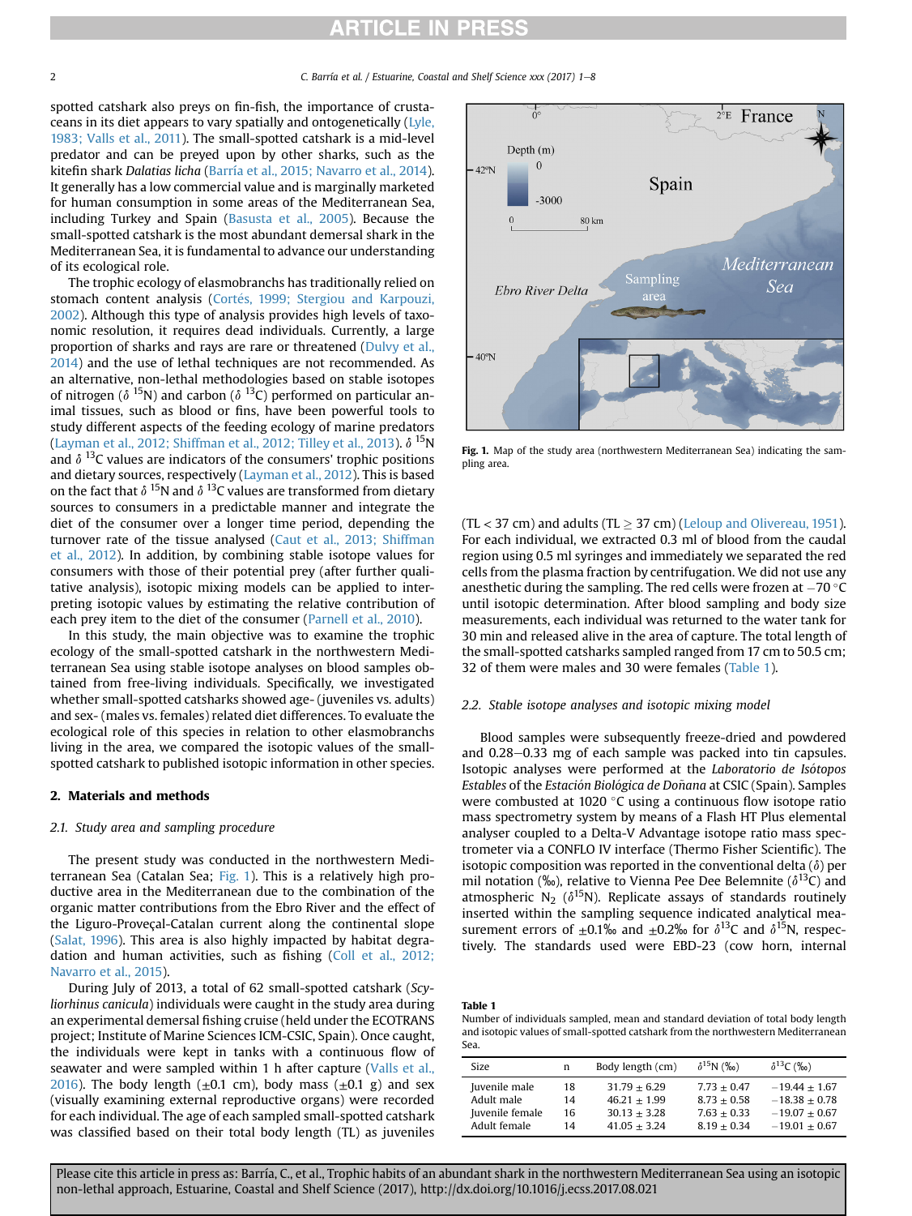spotted catshark also preys on fin-fish, the importance of crustaceans in its diet appears to vary spatially and ontogenetically (Lyle, 1983; Valls et al., 2011). The small-spotted catshark is a mid-level predator and can be preyed upon by other sharks, such as the kitefin shark *Dalatias licha* (Barría et al., 2015; Navarro et al., 2014). It generally has a low commercial value and is marginally marketed for human consumption in some areas of the Mediterranean Sea, including Turkey and Spain (Basusta et al., 2005). Because the small-spotted catshark is the most abundant demersal shark in the Mediterranean Sea, it is fundamental to advance our understanding of its ecological role.

The trophic ecology of elasmobranchs has traditionally relied on stomach content analysis (Cortés, 1999; Stergiou and Karpouzi, 2002). Although this type of analysis provides high levels of taxonomic resolution, it requires dead individuals. Currently, a large proportion of sharks and rays are rare or threatened (Dulvy et al., 2014) and the use of lethal techniques are not recommended. As an alternative, non-lethal methodologies based on stable isotopes of nitrogen ($\delta^{15}$N) and carbon ($\delta^{13}$C) performed on particular animal tissues, such as blood or fins, have been powerful tools to study different aspects of the feeding ecology of marine predators (Layman et al., 2012; Shiffman et al., 2012; Tilley et al., 2013). $\delta^{15}$N and $\delta^{13}$C values are indicators of the consumers' trophic positions and dietary sources, respectively (Layman et al., 2012). This is based on the fact that $\delta^{15}$N and $\delta^{13}$C values are transformed from dietary sources to consumers in a predictable manner and integrate the diet of the consumer over a longer time period, depending the turnover rate of the tissue analysed (Caut et al., 2013; Shiffman et al., 2012). In addition, by combining stable isotope values for consumers with those of their potential prey (after further qualitative analysis), isotopic mixing models can be applied to interpreting isotopic values by estimating the relative contribution of each prey item to the diet of the consumer (Parnell et al., 2010).

In this study, the main objective was to examine the trophic ecology of the small-spotted catshark in the northwestern Mediterranean Sea using stable isotope analyses on blood samples obtained from free-living individuals. Specifically, we investigated whether small-spotted catsharks showed age- (juveniles vs. adults) and sex- (males vs. females) related diet differences. To evaluate the ecological role of this species in relation to other elasmobranchs living in the area, we compared the isotopic values of the small-spotted catshark to published isotopic information in other species.

## 2. Materials and methods

### 2.1. Study area and sampling procedure

The present study was conducted in the northwestern Mediterranean Sea (Catalan Sea; Fig. 1). This is a relatively high productive area in the Mediterranean due to the combination of the organic matter contributions from the Ebro River and the effect of the Liguro-Proveçal-Catalan current along the continental slope (Salat, 1996). This area is also highly impacted by habitat degradation and human activities, such as fishing (Coll et al., 2012; Navarro et al., 2015).

During July of 2013, a total of 62 small-spotted catshark (*Scyliorhinus canicula*) individuals were caught in the study area during an experimental demersal fishing cruise (held under the ECOTRANS project; Institute of Marine Sciences ICM-CSIC, Spain). Once caught, the individuals were kept in tanks with a continuous flow of seawater and were sampled within 1 h after capture (Valls et al., 2016). The body length (±0.1 cm), body mass (±0.1 g) and sex (visually examining external reproductive organs) were recorded for each individual. The age of each sampled small-spotted catshark was classified based on their total body length (TL) as juveniles (TL < 37 cm) and adults (TL ≥ 37 cm) (Leloup and Olivereau, 1951). For each individual, we extracted 0.3 ml of blood from the caudal region using 0.5 ml syringes and immediately we separated the red cells from the plasma fraction by centrifugation. We did not use any anesthetic during the sampling. The red cells were frozen at −70 °C until isotopic determination. After blood sampling and body size measurements, each individual was returned to the water tank for 30 min and released alive in the area of capture. The total length of the small-spotted catsharks sampled ranged from 17 cm to 50.5 cm; 32 of them were males and 30 were females (Table 1).

Fig. 1. Map of the study area (northwestern Mediterranean Sea) indicating the sampling area.

### 2.2. Stable isotope analyses and isotopic mixing model

Blood samples were subsequently freeze-dried and powdered and 0.28–0.33 mg of each sample was packed into tin capsules. Isotopic analyses were performed at the *Laboratorio de Isótopos Estables* of the *Estación Biológica de Doñana* at CSIC (Spain). Samples were combusted at 1020 °C using a continuous flow isotope ratio mass spectrometry system by means of a Flash HT Plus elemental analyser coupled to a Delta-V Advantage isotope ratio mass spectrometer via a CONFLO IV interface (Thermo Fisher Scientific). The isotopic composition was reported in the conventional delta ($\delta$) per mil notation (‰), relative to Vienna Pee Dee Belemnite ($\delta^{13}$C) and atmospheric $N_2$ ($\delta^{15}$N). Replicate assays of standards routinely inserted within the sampling sequence indicated analytical measurement errors of ±0.1‰ and ±0.2‰ for $\delta^{13}$C and $\delta^{15}$N, respectively. The standards used were EBD-23 (cow horn, internal

**Table 1**
Number of individuals sampled, mean and standard deviation of total body length and isotopic values of small-spotted catshark from the northwestern Mediterranean Sea.

| Size | n | Body length (cm) | $\delta^{15}$N (‰) | $\delta^{13}$C (‰) |
|---|---|---|---|---|
| Juvenile male | 18 | 31.79 ± 6.29 | 7.73 ± 0.47 | −19.44 ± 1.67 |
| Adult male | 14 | 46.21 ± 1.99 | 8.73 ± 0.58 | −18.38 ± 0.78 |
| Juvenile female | 16 | 30.13 ± 3.28 | 7.63 ± 0.33 | −19.07 ± 0.67 |
| Adult female | 14 | 41.05 ± 3.24 | 8.19 ± 0.34 | −19.01 ± 0.67 |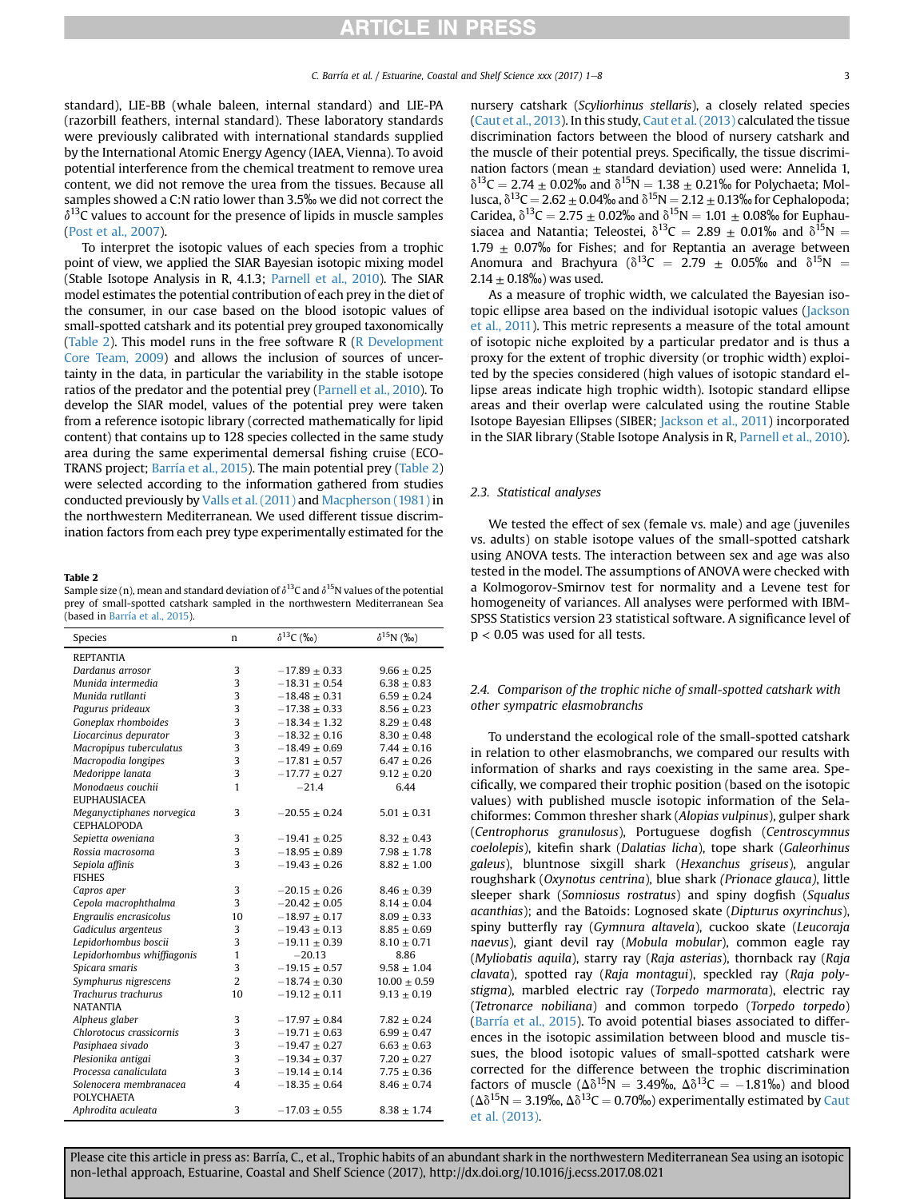standard), LIE-BB (whale baleen, internal standard) and LIE-PA (razorbill feathers, internal standard). These laboratory standards were previously calibrated with international standards supplied by the International Atomic Energy Agency (IAEA, Vienna). To avoid potential interference from the chemical treatment to remove urea content, we did not remove the urea from the tissues. Because all samples showed a C:N ratio lower than 3.5‰ we did not correct the $\delta^{13}C$ values to account for the presence of lipids in muscle samples (Post et al., 2007).

To interpret the isotopic values of each species from a trophic point of view, we applied the SIAR Bayesian isotopic mixing model (Stable Isotope Analysis in R, 4.1.3; Parnell et al., 2010). The SIAR model estimates the potential contribution of each prey in the diet of the consumer, in our case based on the blood isotopic values of small-spotted catshark and its potential prey grouped taxonomically (Table 2). This model runs in the free software R (R Development Core Team, 2009) and allows the inclusion of sources of uncertainty in the data, in particular the variability in the stable isotope ratios of the predator and the potential prey (Parnell et al., 2010). To develop the SIAR model, values of the potential prey were taken from a reference isotopic library (corrected mathematically for lipid content) that contains up to 128 species collected in the same study area during the same experimental demersal fishing cruise (ECOTRANS project; Barría et al., 2015). The main potential prey (Table 2) were selected according to the information gathered from studies conducted previously by Valls et al. (2011) and Macpherson (1981) in the northwestern Mediterranean. We used different tissue discrimination factors from each prey type experimentally estimated for the nursery catshark (*Scyliorhinus stellaris*), a closely related species (Caut et al., 2013). In this study, Caut et al. (2013) calculated the tissue discrimination factors between the blood of nursery catshark and the muscle of their potential preys. Specifically, the tissue discrimination factors (mean ± standard deviation) used were: Annelida 1, $\delta^{13}C = 2.74 \pm 0.02$‰ and $\delta^{15}N = 1.38 \pm 0.21$‰ for Polychaeta; Mollusca, $\delta^{13}C = 2.62 \pm 0.04$‰ and $\delta^{15}N = 2.12 \pm 0.13$‰ for Cephalopoda; Caridea, $\delta^{13}C = 2.75 \pm 0.02$‰ and $\delta^{15}N = 1.01 \pm 0.08$‰ for Euphausiacea and Natantia; Teleostei, $\delta^{13}C = 2.89 \pm 0.01$‰ and $\delta^{15}N = 1.79 \pm 0.07$‰ for Fishes; and for Reptantia an average between Anomura and Brachyura ($\delta^{13}C = 2.79 \pm 0.05$‰ and $\delta^{15}N = 2.14 \pm 0.18$‰) was used.

As a measure of trophic width, we calculated the Bayesian isotopic ellipse area based on the individual isotopic values (Jackson et al., 2011). This metric represents a measure of the total amount of isotopic niche exploited by a particular predator and is thus a proxy for the extent of trophic diversity (or trophic width) exploited by the species considered (high values of isotopic standard ellipse areas indicate high trophic width). Isotopic standard ellipse areas and their overlap were calculated using the routine Stable Isotope Bayesian Ellipses (SIBER; Jackson et al., 2011) incorporated in the SIAR library (Stable Isotope Analysis in R, Parnell et al., 2010).

**Table 2**
Sample size (n), mean and standard deviation of $\delta^{13}C$ and $\delta^{15}N$ values of the potential prey of small-spotted catshark sampled in the northwestern Mediterranean Sea (based in Barría et al., 2015).

| Species | n | $\delta^{13}C$ (‰) | $\delta^{15}N$ (‰) |
|---|---|---|---|
| REPTANTIA | | | |
| *Dardanus arrosor* | 3 | −17.89 ± 0.33 | 9.66 ± 0.25 |
| *Munida intermedia* | 3 | −18.31 ± 0.54 | 6.38 ± 0.83 |
| *Munida rutllanti* | 3 | −18.48 ± 0.31 | 6.59 ± 0.24 |
| *Pagurus prideaux* | 3 | −17.38 ± 0.33 | 8.56 ± 0.23 |
| *Goneplax rhomboides* | 3 | −18.34 ± 1.32 | 8.29 ± 0.48 |
| *Liocarcinus depurator* | 3 | −18.32 ± 0.16 | 8.30 ± 0.48 |
| *Macropipus tuberculatus* | 3 | −18.49 ± 0.69 | 7.44 ± 0.16 |
| *Macropodia longipes* | 3 | −17.81 ± 0.57 | 6.47 ± 0.26 |
| *Medorippe lanata* | 3 | −17.77 ± 0.27 | 9.12 ± 0.20 |
| *Monodaeus couchii* | 1 | −21.4 | 6.44 |
| EUPHAUSIACEA | | | |
| *Meganyctiphanes norvegica* | 3 | −20.55 ± 0.24 | 5.01 ± 0.31 |
| CEPHALOPODA | | | |
| *Sepietta oweniana* | 3 | −19.41 ± 0.25 | 8.32 ± 0.43 |
| *Rossia macrosoma* | 3 | −18.95 ± 0.89 | 7.98 ± 1.78 |
| *Sepiola affinis* | 3 | −19.43 ± 0.26 | 8.82 ± 1.00 |
| FISHES | | | |
| *Capros aper* | 3 | −20.15 ± 0.26 | 8.46 ± 0.39 |
| *Cepola macrophthalma* | 3 | −20.42 ± 0.05 | 8.14 ± 0.04 |
| *Engraulis encrasicolus* | 10 | −18.97 ± 0.17 | 8.09 ± 0.33 |
| *Gadiculus argenteus* | 3 | −19.43 ± 0.13 | 8.85 ± 0.69 |
| *Lepidorhombus boscii* | 3 | −19.11 ± 0.39 | 8.10 ± 0.71 |
| *Lepidorhombus whiffiagonis* | 1 | −20.13 | 8.86 |
| *Spicara smaris* | 3 | −19.15 ± 0.57 | 9.58 ± 1.04 |
| *Symphurus nigrescens* | 2 | −18.74 ± 0.30 | 10.00 ± 0.59 |
| *Trachurus trachurus* | 10 | −19.12 ± 0.11 | 9.13 ± 0.19 |
| NATANTIA | | | |
| *Alpheus glaber* | 3 | −17.97 ± 0.84 | 7.82 ± 0.24 |
| *Chlorotocus crassicornis* | 3 | −19.71 ± 0.63 | 6.99 ± 0.47 |
| *Pasiphaea sivado* | 3 | −19.47 ± 0.27 | 6.63 ± 0.63 |
| *Plesionika antigai* | 3 | −19.34 ± 0.37 | 7.20 ± 0.27 |
| *Processa canaliculata* | 3 | −19.14 ± 0.14 | 7.75 ± 0.36 |
| *Solenocera membranacea* | 4 | −18.35 ± 0.64 | 8.46 ± 0.74 |
| POLYCHAETA | | | |
| *Aphrodita aculeata* | 3 | −17.03 ± 0.55 | 8.38 ± 1.74 |

### 2.3. Statistical analyses

We tested the effect of sex (female vs. male) and age (juveniles vs. adults) on stable isotope values of the small-spotted catshark using ANOVA tests. The interaction between sex and age was also tested in the model. The assumptions of ANOVA were checked with a Kolmogorov-Smirnov test for normality and a Levene test for homogeneity of variances. All analyses were performed with IBM-SPSS Statistics version 23 statistical software. A significance level of $p < 0.05$ was used for all tests.

### 2.4. Comparison of the trophic niche of small-spotted catshark with other sympatric elasmobranchs

To understand the ecological role of the small-spotted catshark in relation to other elasmobranchs, we compared our results with information of sharks and rays coexisting in the same area. Specifically, we compared their trophic position (based on the isotopic values) with published muscle isotopic information of the Selachiformes: Common thresher shark (*Alopias vulpinus*), gulper shark (*Centrophorus granulosus*), Portuguese dogfish (*Centroscymnus coelolepis*), kitefin shark (*Dalatias licha*), tope shark (*Galeorhinus galeus*), bluntnose sixgill shark (*Hexanchus griseus*), angular roughshark (*Oxynotus centrina*), blue shark *(Prionace glauca)*, little sleeper shark (*Somniosus rostratus*) and spiny dogfish (*Squalus acanthias*); and the Batoids: Lognosed skate (*Dipturus oxyrinchus*), spiny butterfly ray (*Gymnura altavela*), cuckoo skate (*Leucoraja naevus*), giant devil ray (*Mobula mobular*), common eagle ray (*Myliobatis aquila*), starry ray (*Raja asterias*), thornback ray (*Raja clavata*), spotted ray (*Raja montagui*), speckled ray (*Raja polystigma*), marbled electric ray (*Torpedo marmorata*), electric ray (*Tetronarce nobiliana*) and common torpedo (*Torpedo torpedo*) (Barría et al., 2015). To avoid potential biases associated to differences in the isotopic assimilation between blood and muscle tissues, the blood isotopic values of small-spotted catshark were corrected for the difference between the trophic discrimination factors of muscle ($\Delta\delta^{15}N = 3.49$‰, $\Delta\delta^{13}C = -1.81$‰) and blood ($\Delta\delta^{15}N = 3.19$‰, $\Delta\delta^{13}C = 0.70$‰) experimentally estimated by Caut et al. (2013).

Please cite this article in press as: Barría, C., et al., Trophic habits of an abundant shark in the northwestern Mediterranean Sea using an isotopic non-lethal approach, Estuarine, Coastal and Shelf Science (2017), http://dx.doi.org/10.1016/j.ecss.2017.08.021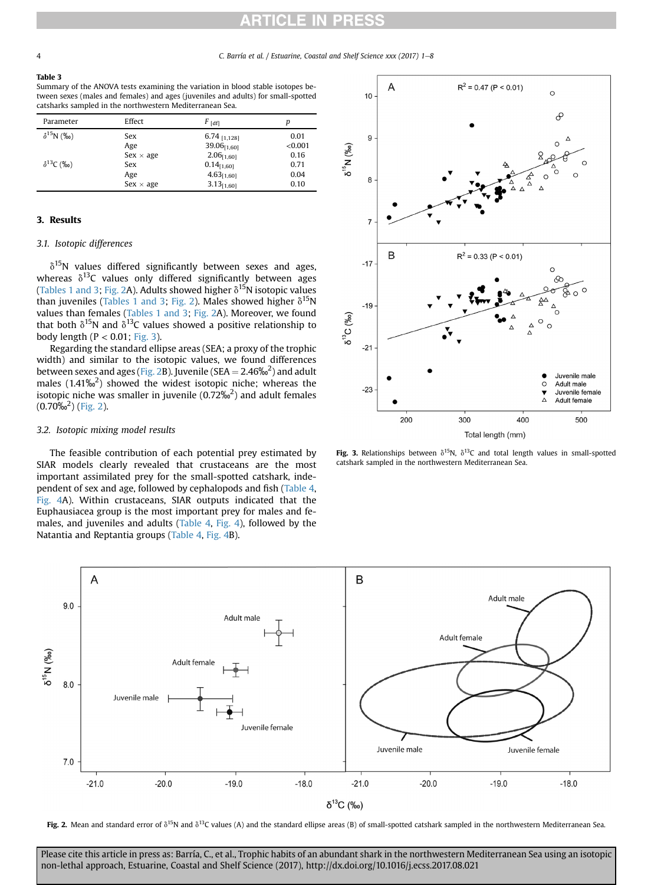**Table 3**
Summary of the ANOVA tests examining the variation in blood stable isotopes between sexes (males and females) and ages (juveniles and adults) for small-spotted catsharks sampled in the northwestern Mediterranean Sea.

| Parameter | Effect | $F_{[df]}$ | $p$ |
|---|---|---|---|
| $\delta^{15}N$ (‰) | Sex | $6.74_{[1,128]}$ | 0.01 |
| | Age | $39.06_{[1,60]}$ | <0.001 |
| | Sex × age | $2.06_{[1,60]}$ | 0.16 |
| $\delta^{13}C$ (‰) | Sex | $0.14_{[1,60]}$ | 0.71 |
| | Age | $4.63_{[1,60]}$ | 0.04 |
| | Sex × age | $3.13_{[1,60]}$ | 0.10 |

## 3. Results

### 3.1. Isotopic differences

$\delta^{15}N$ values differed significantly between sexes and ages, whereas $\delta^{13}C$ values only differed significantly between ages (Tables 1 and 3; Fig. 2A). Adults showed higher $\delta^{15}N$ isotopic values than juveniles (Tables 1 and 3; Fig. 2). Males showed higher $\delta^{15}N$ values than females (Tables 1 and 3; Fig. 2A). Moreover, we found that both $\delta^{15}N$ and $\delta^{13}C$ values showed a positive relationship to body length ($P < 0.01$; Fig. 3).

Regarding the standard ellipse areas (SEA; a proxy of the trophic width) and similar to the isotopic values, we found differences between sexes and ages (Fig. 2B). Juvenile (SEA = 2.46‰$^2$) and adult males (1.41‰$^2$) showed the widest isotopic niche; whereas the isotopic niche was smaller in juvenile (0.72‰$^2$) and adult females (0.70‰$^2$) (Fig. 2).

### 3.2. Isotopic mixing model results

The feasible contribution of each potential prey estimated by SIAR models clearly revealed that crustaceans are the most important assimilated prey for the small-spotted catshark, independent of sex and age, followed by cephalopods and fish (Table 4, Fig. 4A). Within crustaceans, SIAR outputs indicated that the Euphausiacea group is the most important prey for males and females, and juveniles and adults (Table 4, Fig. 4), followed by the Natantia and Reptantia groups (Table 4, Fig. 4B).

**Fig. 3.** Relationships between $\delta^{15}N$, $\delta^{13}C$ and total length values in small-spotted catshark sampled in the northwestern Mediterranean Sea.

**Fig. 2.** Mean and standard error of $\delta^{15}N$ and $\delta^{13}C$ values (A) and the standard ellipse areas (B) of small-spotted catshark sampled in the northwestern Mediterranean Sea.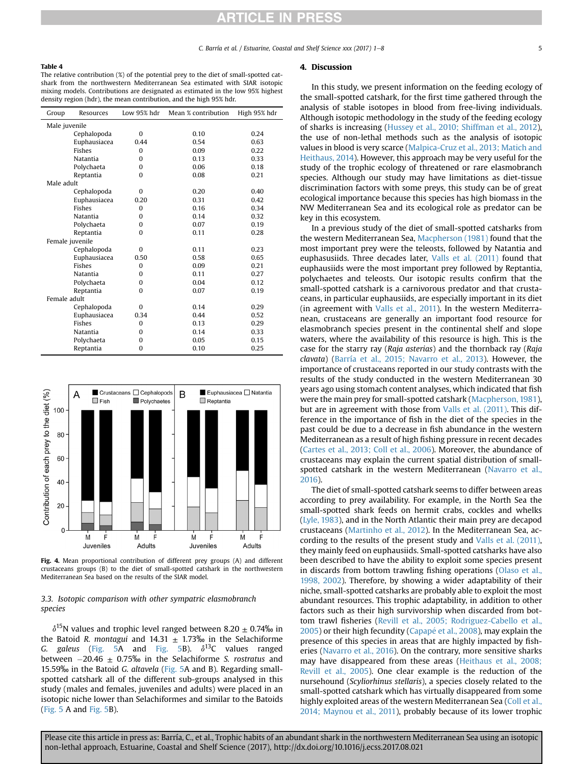**Table 4**
The relative contribution (%) of the potential prey to the diet of small-spotted catshark from the northwestern Mediterranean Sea estimated with SIAR isotopic mixing models. Contributions are designated as estimated in the low 95% highest density region (hdr), the mean contribution, and the high 95% hdr.

| Group | Resources | Low 95% hdr | Mean % contribution | High 95% hdr |
|---|---|---|---|---|
| Male juvenile | | | | |
| | Cephalopoda | 0 | 0.10 | 0.24 |
| | Euphausiacea | 0.44 | 0.54 | 0.63 |
| | Fishes | 0 | 0.09 | 0.22 |
| | Natantia | 0 | 0.13 | 0.33 |
| | Polychaeta | 0 | 0.06 | 0.18 |
| | Reptantia | 0 | 0.08 | 0.21 |
| Male adult | | | | |
| | Cephalopoda | 0 | 0.20 | 0.40 |
| | Euphausiacea | 0.20 | 0.31 | 0.42 |
| | Fishes | 0 | 0.16 | 0.34 |
| | Natantia | 0 | 0.14 | 0.32 |
| | Polychaeta | 0 | 0.07 | 0.19 |
| | Reptantia | 0 | 0.11 | 0.28 |
| Female juvenile | | | | |
| | Cephalopoda | 0 | 0.11 | 0.23 |
| | Euphausiacea | 0.50 | 0.58 | 0.65 |
| | Fishes | 0 | 0.09 | 0.21 |
| | Natantia | 0 | 0.11 | 0.27 |
| | Polychaeta | 0 | 0.04 | 0.12 |
| | Reptantia | 0 | 0.07 | 0.19 |
| Female adult | | | | |
| | Cephalopoda | 0 | 0.14 | 0.29 |
| | Euphausiacea | 0.34 | 0.44 | 0.52 |
| | Fishes | 0 | 0.13 | 0.29 |
| | Natantia | 0 | 0.14 | 0.33 |
| | Polychaeta | 0 | 0.05 | 0.15 |
| | Reptantia | 0 | 0.10 | 0.25 |

**Fig. 4.** Mean proportional contribution of different prey groups (A) and different crustaceans groups (B) to the diet of small-spotted catshark in the northwestern Mediterranean Sea based on the results of the SIAR model.

### 3.3. Isotopic comparison with other sympatric elasmobranch species

$\delta^{15}$N values and trophic level ranged between 8.20 ± 0.74‰ in the Batoid *R. montagui* and 14.31 ± 1.73‰ in the Selachiforme *G. galeus* (Fig. 5A and Fig. 5B). $\delta^{13}$C values ranged between −20.46 ± 0.75‰ in the Selachiforme *S. rostratus* and 15.59‰ in the Batoid *G. altavela* (Fig. 5A and B). Regarding small-spotted catshark all of the different sub-groups analysed in this study (males and females, juveniles and adults) were placed in an isotopic niche lower than Selachiformes and similar to the Batoids (Fig. 5 A and Fig. 5B).

## 4. Discussion

In this study, we present information on the feeding ecology of the small-spotted catshark, for the first time gathered through the analysis of stable isotopes in blood from free-living individuals. Although isotopic methodology in the study of the feeding ecology of sharks is increasing (Hussey et al., 2010; Shiffman et al., 2012), the use of non-lethal methods such as the analysis of isotopic values in blood is very scarce (Malpica-Cruz et al., 2013; Matich and Heithaus, 2014). However, this approach may be very useful for the study of the trophic ecology of threatened or rare elasmobranch species. Although our study may have limitations as diet-tissue discrimination factors with some preys, this study can be of great ecological importance because this species has high biomass in the NW Mediterranean Sea and its ecological role as predator can be key in this ecosystem.

In a previous study of the diet of small-spotted catsharks from the western Mediterranean Sea, Macpherson (1981) found that the most important prey were the teleosts, followed by Natantia and euphausiids. Three decades later, Valls et al. (2011) found that euphausiids were the most important prey followed by Reptantia, polychaetes and teleosts. Our isotopic results confirm that the small-spotted catshark is a carnivorous predator and that crustaceans, in particular euphausiids, are especially important in its diet (in agreement with Valls et al., 2011). In the western Mediterranean, crustaceans are generally an important food resource for elasmobranch species present in the continental shelf and slope waters, where the availability of this resource is high. This is the case for the starry ray (*Raja asterias*) and the thornback ray (*Raja clavata*) (Barría et al., 2015; Navarro et al., 2013). However, the importance of crustaceans reported in our study contrasts with the results of the study conducted in the western Mediterranean 30 years ago using stomach content analyses, which indicated that fish were the main prey for small-spotted catshark (Macpherson, 1981), but are in agreement with those from Valls et al. (2011). This difference in the importance of fish in the diet of the species in the past could be due to a decrease in fish abundance in the western Mediterranean as a result of high fishing pressure in recent decades (Cartes et al., 2013; Coll et al., 2006). Moreover, the abundance of crustaceans may explain the current spatial distribution of small-spotted catshark in the western Mediterranean (Navarro et al., 2016).

The diet of small-spotted catshark seems to differ between areas according to prey availability. For example, in the North Sea the small-spotted shark feeds on hermit crabs, cockles and whelks (Lyle, 1983), and in the North Atlantic their main prey are decapod crustaceans (Martinho et al., 2012). In the Mediterranean Sea, according to the results of the present study and Valls et al. (2011), they mainly feed on euphausiids. Small-spotted catsharks have also been described to have the ability to exploit some species present in discards from bottom trawling fishing operations (Olaso et al., 1998, 2002). Therefore, by showing a wider adaptability of their niche, small-spotted catsharks are probably able to exploit the most abundant resources. This trophic adaptability, in addition to other factors such as their high survivorship when discarded from bottom trawl fisheries (Revill et al., 2005; Rodriguez-Cabello et al., 2005) or their high fecundity (Capapé et al., 2008), may explain the presence of this species in areas that are highly impacted by fisheries (Navarro et al., 2016). On the contrary, more sensitive sharks may have disappeared from these areas (Heithaus et al., 2008; Revill et al., 2005). One clear example is the reduction of the nursehound (*Scyliorhinus stellaris*), a species closely related to the small-spotted catshark which has virtually disappeared from some highly exploited areas of the western Mediterranean Sea (Coll et al., 2014; Maynou et al., 2011), probably because of its lower trophic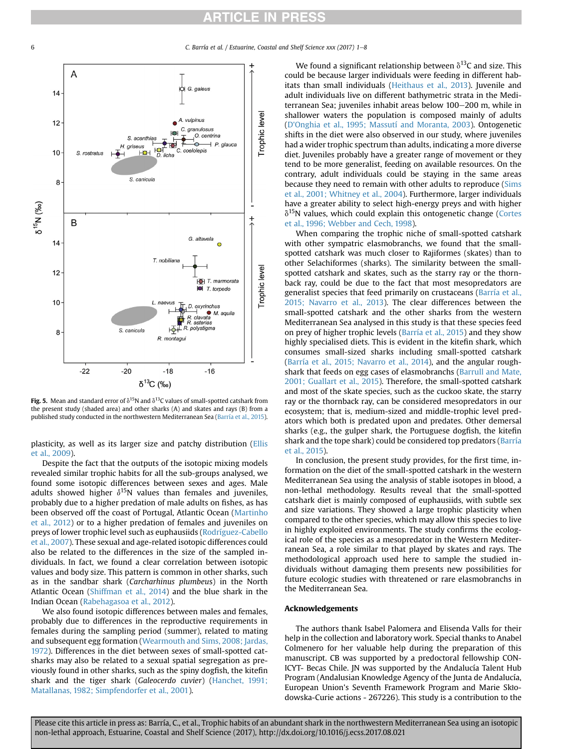**Fig. 5.** Mean and standard error of $\delta^{15}N$ and $\delta^{13}C$ values of small-spotted catshark from the present study (shaded area) and other sharks (A) and skates and rays (B) from a published study conducted in the northwestern Mediterranean Sea (Barría et al., 2015).

plasticity, as well as its larger size and patchy distribution (Ellis et al., 2009).

Despite the fact that the outputs of the isotopic mixing models revealed similar trophic habits for all the sub-groups analysed, we found some isotopic differences between sexes and ages. Male adults showed higher $\delta^{15}N$ values than females and juveniles, probably due to a higher predation of male adults on fishes, as has been observed off the coast of Portugal, Atlantic Ocean (Martinho et al., 2012) or to a higher predation of females and juveniles on preys of lower trophic level such as euphausiids (Rodríguez-Cabello et al., 2007). These sexual and age-related isotopic differences could also be related to the differences in the size of the sampled individuals. In fact, we found a clear correlation between isotopic values and body size. This pattern is common in other sharks, such as in the sandbar shark (*Carcharhinus plumbeus*) in the North Atlantic Ocean (Shiffman et al., 2014) and the blue shark in the Indian Ocean (Rabehagasoa et al., 2012).

We also found isotopic differences between males and females, probably due to differences in the reproductive requirements in females during the sampling period (summer), related to mating and subsequent egg formation (Wearmouth and Sims, 2008; Jardas, 1972). Differences in the diet between sexes of small-spotted catsharks may also be related to a sexual spatial segregation as previously found in other sharks, such as the spiny dogfish, the kitefin shark and the tiger shark (*Galeocerdo cuvier*) (Hanchet, 1991; Matallanas, 1982; Simpfendorfer et al., 2001).

We found a significant relationship between $\delta^{13}C$ and size. This could be because larger individuals were feeding in different habitats than small individuals (Heithaus et al., 2013). Juvenile and adult individuals live on different bathymetric strata in the Mediterranean Sea; juveniles inhabit areas below 100–200 m, while in shallower waters the population is composed mainly of adults (D'Onghia et al., 1995; Massutí and Moranta, 2003). Ontogenetic shifts in the diet were also observed in our study, where juveniles had a wider trophic spectrum than adults, indicating a more diverse diet. Juveniles probably have a greater range of movement or they tend to be more generalist, feeding on available resources. On the contrary, adult individuals could be staying in the same areas because they need to remain with other adults to reproduce (Sims et al., 2001; Whitney et al., 2004). Furthermore, larger individuals have a greater ability to select high-energy preys and with higher $\delta^{15}N$ values, which could explain this ontogenetic change (Cortes et al., 1996; Webber and Cech, 1998).

When comparing the trophic niche of small-spotted catshark with other sympatric elasmobranchs, we found that the small-spotted catshark was much closer to Rajiformes (skates) than to other Selachiformes (sharks). The similarity between the small-spotted catshark and skates, such as the starry ray or the thornback ray, could be due to the fact that most mesopredators are generalist species that feed primarily on crustaceans (Barría et al., 2015; Navarro et al., 2013). The clear differences between the small-spotted catshark and the other sharks from the western Mediterranean Sea analysed in this study is that these species feed on prey of higher trophic levels (Barría et al., 2015) and they show highly specialised diets. This is evident in the kitefin shark, which consumes small-sized sharks including small-spotted catshark (Barría et al., 2015; Navarro et al., 2014), and the angular roughshark that feeds on egg cases of elasmobranchs (Barrull and Mate, 2001; Guallart et al., 2015). Therefore, the small-spotted catshark and most of the skate species, such as the cuckoo skate, the starry ray or the thornback ray, can be considered mesopredators in our ecosystem; that is, medium-sized and middle-trophic level predators which both is predated upon and predates. Other demersal sharks (e.g., the gulper shark, the Portuguese dogfish, the kitefin shark and the tope shark) could be considered top predators (Barría et al., 2015).

In conclusion, the present study provides, for the first time, information on the diet of the small-spotted catshark in the western Mediterranean Sea using the analysis of stable isotopes in blood, a non-lethal methodology. Results reveal that the small-spotted catshark diet is mainly composed of euphausiids, with subtle sex and size variations. They showed a large trophic plasticity when compared to the other species, which may allow this species to live in highly exploited environments. The study confirms the ecological role of the species as a mesopredator in the Western Mediterranean Sea, a role similar to that played by skates and rays. The methodological approach used here to sample the studied individuals without damaging them presents new possibilities for future ecologic studies with threatened or rare elasmobranchs in the Mediterranean Sea.

## Acknowledgements

The authors thank Isabel Palomera and Elisenda Valls for their help in the collection and laboratory work. Special thanks to Anabel Colmenero for her valuable help during the preparation of this manuscript. CB was supported by a predoctoral fellowship CONICYT- Becas Chile. JN was supported by the Andalucía Talent Hub Program (Andalusian Knowledge Agency of the Junta de Andalucía, European Union's Seventh Framework Program and Marie Skłodowska-Curie actions - 267226). This study is a contribution to the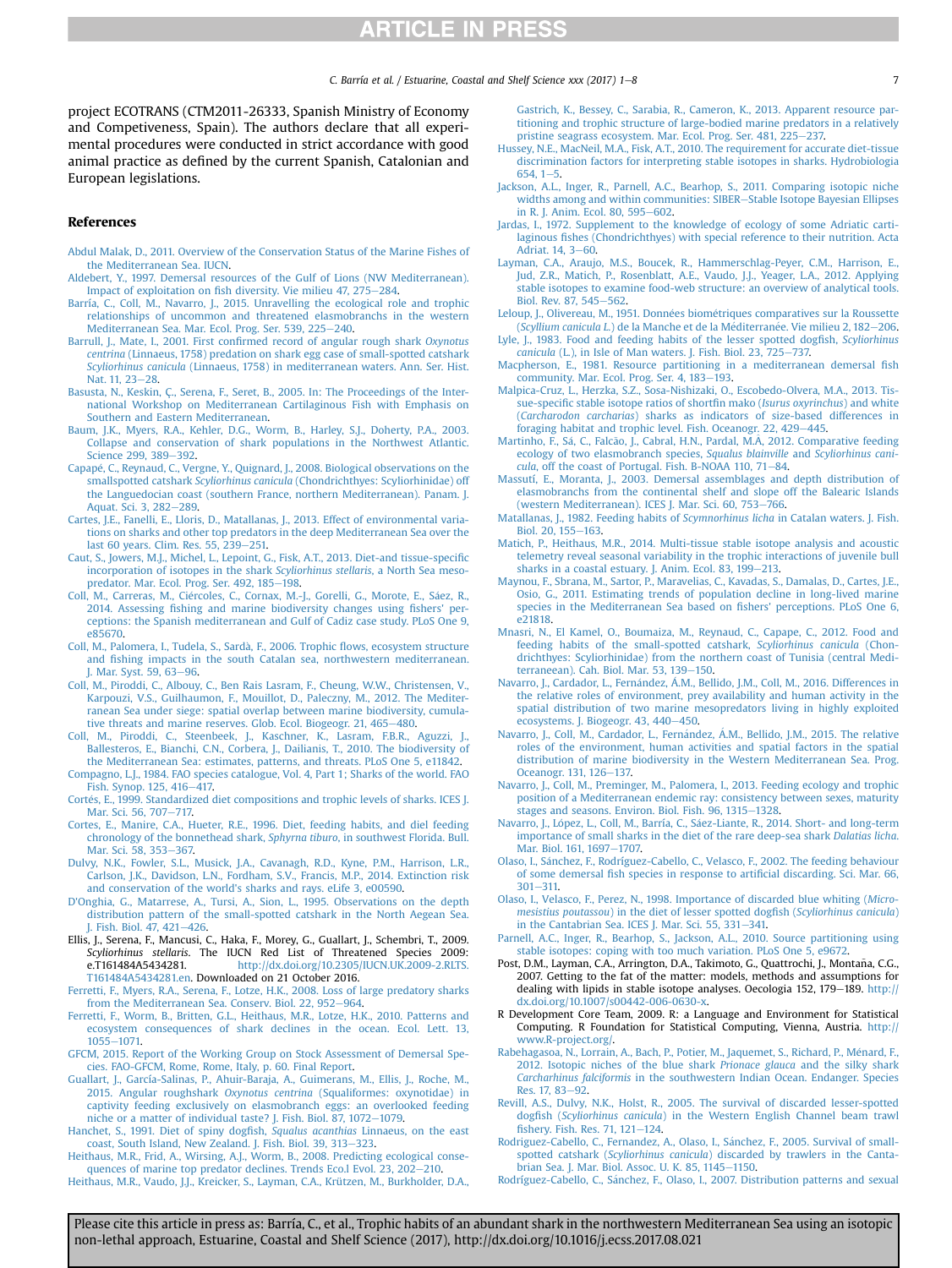project ECOTRANS (CTM2011-26333, Spanish Ministry of Economy and Competiveness, Spain). The authors declare that all experimental procedures were conducted in strict accordance with good animal practice as defined by the current Spanish, Catalonian and European legislations.

## References

Abdul Malak, D., 2011. Overview of the Conservation Status of the Marine Fishes of the Mediterranean Sea. IUCN.

Aldebert, Y., 1997. Demersal resources of the Gulf of Lions (NW Mediterranean). Impact of exploitation on fish diversity. Vie milieu 47, 275–284.

Barría, C., Coll, M., Navarro, J., 2015. Unravelling the ecological role and trophic relationships of uncommon and threatened elasmobranchs in the western Mediterranean Sea. Mar. Ecol. Prog. Ser. 539, 225–240.

Barrull, J., Mate, I., 2001. First confirmed record of angular rough shark *Oxynotus centrina* (Linnaeus, 1758) predation on shark egg case of small-spotted catshark *Scyliorhinus canicula* (Linnaeus, 1758) in mediterranean waters. Ann. Ser. Hist. Nat. 11, 23–28.

Basusta, N., Keskin, Ç., Serena, F., Seret, B., 2005. In: The Proceedings of the International Workshop on Mediterranean Cartilaginous Fish with Emphasis on Southern and Eastern Mediterranean.

Baum, J.K., Myers, R.A., Kehler, D.G., Worm, B., Harley, S.J., Doherty, P.A., 2003. Collapse and conservation of shark populations in the Northwest Atlantic. Science 299, 389–392.

Capapé, C., Reynaud, C., Vergne, Y., Quignard, J., 2008. Biological observations on the smallspotted catshark *Scyliorhinus canicula* (Chondrichthyes: Scyliorhinidae) off the Languedocian coast (southern France, northern Mediterranean). Panam. J. Aquat. Sci. 3, 282–289.

Cartes, J.E., Fanelli, E., Lloris, D., Matallanas, J., 2013. Effect of environmental variations on sharks and other top predators in the deep Mediterranean Sea over the last 60 years. Clim. Res. 55, 239–251.

Caut, S., Jowers, M.J., Michel, L., Lepoint, G., Fisk, A.T., 2013. Diet-and tissue-specific incorporation of isotopes in the shark *Scyliorhinus stellaris*, a North Sea mesopredator. Mar. Ecol. Prog. Ser. 492, 185–198.

Coll, M., Carreras, M., Ciércoles, C., Cornax, M.-J., Gorelli, G., Morote, E., Sáez, R., 2014. Assessing fishing and marine biodiversity changes using fishers' perceptions: the Spanish mediterranean and Gulf of Cadiz case study. PLoS One 9, e85670.

Coll, M., Palomera, I., Tudela, S., Sardà, F., 2006. Trophic flows, ecosystem structure and fishing impacts in the south Catalan sea, northwestern mediterranean. J. Mar. Syst. 59, 63–96.

Coll, M., Piroddi, C., Albouy, C., Ben Rais Lasram, F., Cheung, W.W., Christensen, V., Karpouzi, V.S., Guilhaumon, F., Mouillot, D., Paleczny, M., 2012. The Mediterranean Sea under siege: spatial overlap between marine biodiversity, cumulative threats and marine reserves. Glob. Ecol. Biogeogr. 21, 465–480.

Coll, M., Piroddi, C., Steenbeek, J., Kaschner, K., Lasram, F.B.R., Aguzzi, J., Ballesteros, E., Bianchi, C.N., Corbera, J., Dailianis, T., 2010. The biodiversity of the Mediterranean Sea: estimates, patterns, and threats. PLoS One 5, e11842.

Compagno, L.J., 1984. FAO species catalogue, Vol. 4, Part 1; Sharks of the world. FAO Fish. Synop. 125, 416–417.

Cortés, E., 1999. Standardized diet compositions and trophic levels of sharks. ICES J. Mar. Sci. 56, 707–717.

Cortes, E., Manire, C.A., Hueter, R.E., 1996. Diet, feeding habits, and diel feeding chronology of the bonnethead shark, *Sphyrna tiburo*, in southwest Florida. Bull. Mar. Sci. 58, 353–367.

Dulvy, N.K., Fowler, S.L., Musick, J.A., Cavanagh, R.D., Kyne, P.M., Harrison, L.R., Carlson, J.K., Davidson, L.N., Fordham, S.V., Francis, M.P., 2014. Extinction risk and conservation of the world's sharks and rays. eLife 3, e00590.

D'Onghia, G., Matarrese, A., Tursi, A., Sion, L., 1995. Observations on the depth distribution pattern of the small-spotted catshark in the North Aegean Sea. J. Fish. Biol. 47, 421–426.

Ellis, J., Serena, F., Mancusi, C., Haka, F., Morey, G., Guallart, J., Schembri, T., 2009. *Scyliorhinus stellaris*. The IUCN Red List of Threatened Species 2009: e.T161484A5434281. http://dx.doi.org/10.2305/IUCN.UK.2009-2.RLTS.T161484A5434281.en. Downloaded on 21 October 2016.

Ferretti, F., Myers, R.A., Serena, F., Lotze, H.K., 2008. Loss of large predatory sharks from the Mediterranean Sea. Conserv. Biol. 22, 952–964.

Ferretti, F., Worm, B., Britten, G.L., Heithaus, M.R., Lotze, H.K., 2010. Patterns and ecosystem consequences of shark declines in the ocean. Ecol. Lett. 13, 1055–1071.

GFCM, 2015. Report of the Working Group on Stock Assessment of Demersal Species. FAO-GFCM, Rome, Rome, Italy, p. 60. Final Report.

Guallart, J., García-Salinas, P., Ahuir-Baraja, A., Guimerans, M., Ellis, J., Roche, M., 2015. Angular roughshark *Oxynotus centrina* (Squaliformes: oxynotidae) in captivity feeding exclusively on elasmobranch eggs: an overlooked feeding niche or a matter of individual taste? J. Fish. Biol. 87, 1072–1079.

Hanchet, S., 1991. Diet of spiny dogfish, *Squalus acanthias* Linnaeus, on the east coast, South Island, New Zealand. J. Fish. Biol. 39, 313–323.

Heithaus, M.R., Frid, A., Wirsing, A.J., Worm, B., 2008. Predicting ecological consequences of marine top predator declines. Trends Eco.l Evol. 23, 202–210.

Heithaus, M.R., Vaudo, J.J., Kreicker, S., Layman, C.A., Krützen, M., Burkholder, D.A., Gastrich, K., Bessey, C., Sarabia, R., Cameron, K., 2013. Apparent resource partitioning and trophic structure of large-bodied marine predators in a relatively pristine seagrass ecosystem. Mar. Ecol. Prog. Ser. 481, 225–237.

Hussey, N.E., MacNeil, M.A., Fisk, A.T., 2010. The requirement for accurate diet-tissue discrimination factors for interpreting stable isotopes in sharks. Hydrobiologia 654, 1–5.

Jackson, A.L., Inger, R., Parnell, A.C., Bearhop, S., 2011. Comparing isotopic niche widths among and within communities: SIBER–Stable Isotope Bayesian Ellipses in R. J. Anim. Ecol. 80, 595–602.

Jardas, I., 1972. Supplement to the knowledge of ecology of some Adriatic cartilaginous fishes (Chondrichthyes) with special reference to their nutrition. Acta Adriat. 14, 3–60.

Layman, C.A., Araujo, M.S., Boucek, R., Hammerschlag-Peyer, C.M., Harrison, E., Jud, Z.R., Matich, P., Rosenblatt, A.E., Vaudo, J.J., Yeager, L.A., 2012. Applying stable isotopes to examine food-web structure: an overview of analytical tools. Biol. Rev. 87, 545–562.

Leloup, J., Olivereau, M., 1951. Données biométriques comparatives sur la Roussette (*Scyllium canicula L.*) de la Manche et de la Méditerranée. Vie milieu 2, 182–206.

Lyle, J., 1983. Food and feeding habits of the lesser spotted dogfish, *Scyliorhinus canicula* (L.), in Isle of Man waters. J. Fish. Biol. 23, 725–737.

Macpherson, E., 1981. Resource partitioning in a mediterranean demersal fish community. Mar. Ecol. Prog. Ser. 4, 183–193.

Malpica-Cruz, L., Herzka, S.Z., Sosa-Nishizaki, O., Escobedo-Olvera, M.A., 2013. Tissue-specific stable isotope ratios of shortfin mako (*Isurus oxyrinchus*) and white (*Carcharodon carcharias*) sharks as indicators of size-based differences in foraging habitat and trophic level. Fish. Oceanogr. 22, 429–445.

Martinho, F., Sá, C., Falcão, J., Cabral, H.N., Pardal, M.Â, 2012. Comparative feeding ecology of two elasmobranch species, *Squalus blainville* and *Scyliorhinus canicula*, off the coast of Portugal. Fish. B-NOAA 110, 71–84.

Massutí, E., Moranta, J., 2003. Demersal assemblages and depth distribution of elasmobranchs from the continental shelf and slope off the Balearic Islands (western Mediterranean). ICES J. Mar. Sci. 60, 753–766.

Matallanas, J., 1982. Feeding habits of *Scymnorhinus licha* in Catalan waters. J. Fish. Biol. 20, 155–163.

Matich, P., Heithaus, M.R., 2014. Multi-tissue stable isotope analysis and acoustic telemetry reveal seasonal variability in the trophic interactions of juvenile bull sharks in a coastal estuary. J. Anim. Ecol. 83, 199–213.

Maynou, F., Sbrana, M., Sartor, P., Maravelias, C., Kavadas, S., Damalas, D., Cartes, J.E., Osio, G., 2011. Estimating trends of population decline in long-lived marine species in the Mediterranean Sea based on fishers' perceptions. PLoS One 6, e21818.

Mnasri, N., El Kamel, O., Boumaiza, M., Reynaud, C., Capape, C., 2012. Food and feeding habits of the small-spotted catshark, *Scyliorhinus canicula* (Chondrichthyes: Scyliorhinidae) from the northern coast of Tunisia (central Mediterraneean). Cah. Biol. Mar. 53, 139–150.

Navarro, J., Cardador, L., Fernández, Á.M., Bellido, J.M., Coll, M., 2016. Differences in the relative roles of environment, prey availability and human activity in the spatial distribution of two marine mesopredators living in highly exploited ecosystems. J. Biogeogr. 43, 440–450.

Navarro, J., Coll, M., Cardador, L., Fernández, Á.M., Bellido, J.M., 2015. The relative roles of the environment, human activities and spatial factors in the spatial distribution of marine biodiversity in the Western Mediterranean Sea. Prog. Oceanogr. 131, 126–137.

Navarro, J., Coll, M., Preminger, M., Palomera, I., 2013. Feeding ecology and trophic position of a Mediterranean endemic ray: consistency between sexes, maturity stages and seasons. Environ. Biol. Fish. 96, 1315–1328.

Navarro, J., López, L., Coll, M., Barría, C., Sáez-Liante, R., 2014. Short- and long-term importance of small sharks in the diet of the rare deep-sea shark *Dalatias licha*. Mar. Biol. 161, 1697–1707.

Olaso, I., Sánchez, F., Rodríguez-Cabello, C., Velasco, F., 2002. The feeding behaviour of some demersal fish species in response to artificial discarding. Sci. Mar. 66, 301–311.

Olaso, I., Velasco, F., Perez, N., 1998. Importance of discarded blue whiting (*Micromesistius poutassou*) in the diet of lesser spotted dogfish (*Scyliorhinus canicula*) in the Cantabrian Sea. ICES J. Mar. Sci. 55, 331–341.

Parnell, A.C., Inger, R., Bearhop, S., Jackson, A.L., 2010. Source partitioning using stable isotopes: coping with too much variation. PLoS One 5, e9672.

Post, D.M., Layman, C.A., Arrington, D.A., Takimoto, G., Quattrochi, J., Montaña, C.G., 2007. Getting to the fat of the matter: models, methods and assumptions for dealing with lipids in stable isotope analyses. Oecologia 152, 179–189. http://dx.doi.org/10.1007/s00442-006-0630-x.

R Development Core Team, 2009. R: a Language and Environment for Statistical Computing. R Foundation for Statistical Computing, Vienna, Austria. http://www.R-project.org/.

Rabehagasoa, N., Lorrain, A., Bach, P., Potier, M., Jaquemet, S., Richard, P., Ménard, F., 2012. Isotopic niches of the blue shark *Prionace glauca* and the silky shark *Carcharhinus falciformis* in the southwestern Indian Ocean. Endanger. Species Res. 17, 83–92.

Revill, A.S., Dulvy, N.K., Holst, R., 2005. The survival of discarded lesser-spotted dogfish (*Scyliorhinus canicula*) in the Western English Channel beam trawl fishery. Fish. Res. 71, 121–124.

Rodriguez-Cabello, C., Fernandez, A., Olaso, I., Sánchez, F., 2005. Survival of small-spotted catshark (*Scyliorhinus canicula*) discarded by trawlers in the Cantabrian Sea. J. Mar. Biol. Assoc. U. K. 85, 1145–1150.

Rodríguez-Cabello, C., Sánchez, F., Olaso, I., 2007. Distribution patterns and sexual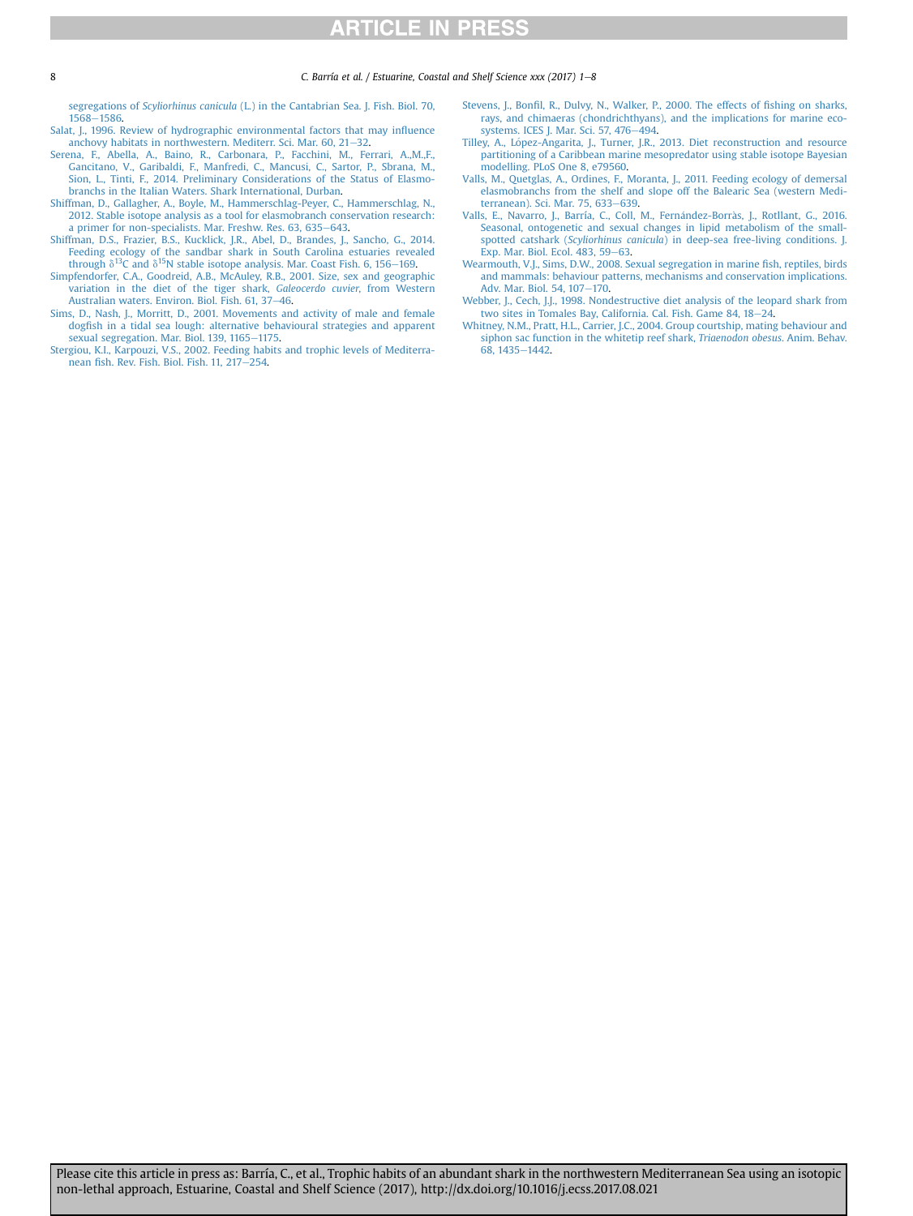segregations of *Scyliorhinus canicula* (L.) in the Cantabrian Sea. J. Fish. Biol. 70, 1568–1586.

Salat, J., 1996. Review of hydrographic environmental factors that may influence anchovy habitats in northwestern. Mediterr. Sci. Mar. 60, 21–32.

Serena, F., Abella, A., Baino, R., Carbonara, P., Facchini, M., Ferrari, A.,M.,F., Gancitano, V., Garibaldi, F., Manfredi, C., Mancusi, C., Sartor, P., Sbrana, M., Sion, L., Tinti, F., 2014. Preliminary Considerations of the Status of Elasmobranchs in the Italian Waters. Shark International, Durban.

Shiffman, D., Gallagher, A., Boyle, M., Hammerschlag-Peyer, C., Hammerschlag, N., 2012. Stable isotope analysis as a tool for elasmobranch conservation research: a primer for non-specialists. Mar. Freshw. Res. 63, 635–643.

Shiffman, D.S., Frazier, B.S., Kucklick, J.R., Abel, D., Brandes, J., Sancho, G., 2014. Feeding ecology of the sandbar shark in South Carolina estuaries revealed through $\delta^{13}C$ and $\delta^{15}N$ stable isotope analysis. Mar. Coast Fish. 6, 156–169.

Simpfendorfer, C.A., Goodreid, A.B., McAuley, R.B., 2001. Size, sex and geographic variation in the diet of the tiger shark, *Galeocerdo cuvier*, from Western Australian waters. Environ. Biol. Fish. 61, 37–46.

Sims, D., Nash, J., Morritt, D., 2001. Movements and activity of male and female dogfish in a tidal sea lough: alternative behavioural strategies and apparent sexual segregation. Mar. Biol. 139, 1165–1175.

Stergiou, K.I., Karpouzi, V.S., 2002. Feeding habits and trophic levels of Mediterranean fish. Rev. Fish. Biol. Fish. 11, 217–254.

Stevens, J., Bonfil, R., Dulvy, N., Walker, P., 2000. The effects of fishing on sharks, rays, and chimaeras (chondrichthyans), and the implications for marine ecosystems. ICES J. Mar. Sci. 57, 476–494.

Tilley, A., López-Angarita, J., Turner, J.R., 2013. Diet reconstruction and resource partitioning of a Caribbean marine mesopredator using stable isotope Bayesian modelling. PLoS One 8, e79560.

Valls, M., Quetglas, A., Ordines, F., Moranta, J., 2011. Feeding ecology of demersal elasmobranchs from the shelf and slope off the Balearic Sea (western Mediterranean). Sci. Mar. 75, 633–639.

Valls, E., Navarro, J., Barría, C., Coll, M., Fernández-Borràs, J., Rotllant, G., 2016. Seasonal, ontogenetic and sexual changes in lipid metabolism of the small-spotted catshark (*Scyliorhinus canicula*) in deep-sea free-living conditions. J. Exp. Mar. Biol. Ecol. 483, 59–63.

Wearmouth, V.J., Sims, D.W., 2008. Sexual segregation in marine fish, reptiles, birds and mammals: behaviour patterns, mechanisms and conservation implications. Adv. Mar. Biol. 54, 107–170.

Webber, J., Cech, J.J., 1998. Nondestructive diet analysis of the leopard shark from two sites in Tomales Bay, California. Cal. Fish. Game 84, 18–24.

Whitney, N.M., Pratt, H.L., Carrier, J.C., 2004. Group courtship, mating behaviour and siphon sac function in the whitetip reef shark, *Triaenodon obesus*. Anim. Behav. 68, 1435–1442.